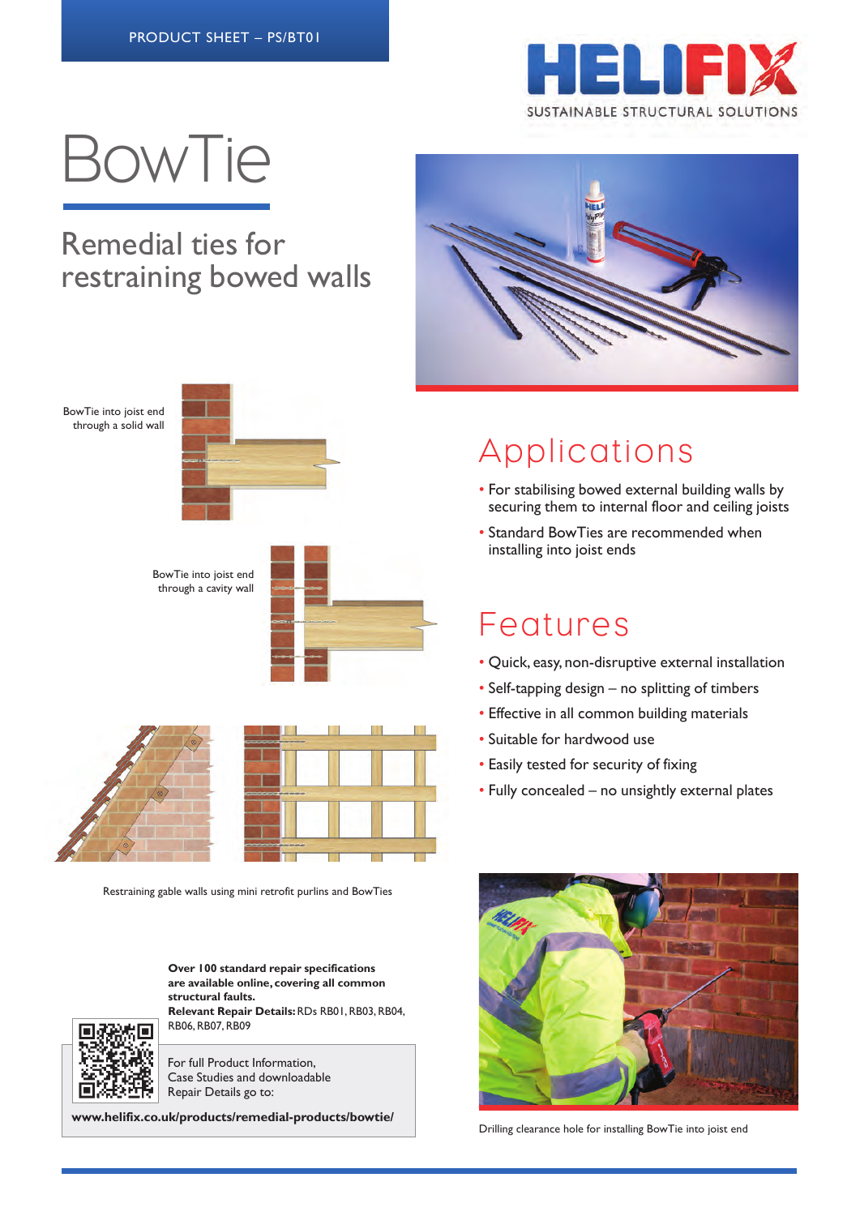PRODUCT SHEET – PS/BT01

# BowTie

## Remedial ties for restraining bowed walls

BowTie into joist end through a solid wall

BowTie into joist end through a cavity wall

Restraining gable walls using mini retrofit purlins and BowTies

## Applications

- For stabilising bowed external building walls by securing them to internal floor and ceiling joists
- Standard BowTies are recommended when installing into joist ends

## Features

- Quick, easy, non-disruptive external installation
- Self-tapping design – no splitting of timbers
- Effective in all common building materials
- Suitable for hardwood use
- Easily tested for security of fixing
- Fully concealed – no unsightly external plates

**Over 100 standard repair specifications are available online, covering all common structural faults.**
**Relevant Repair Details:** RDs RB01, RB03, RB04, RB06, RB07, RB09

For full Product Information, Case Studies and downloadable Repair Details go to:

**www.helifix.co.uk/products/remedial-products/bowtie/**

Drilling clearance hole for installing BowTie into joist end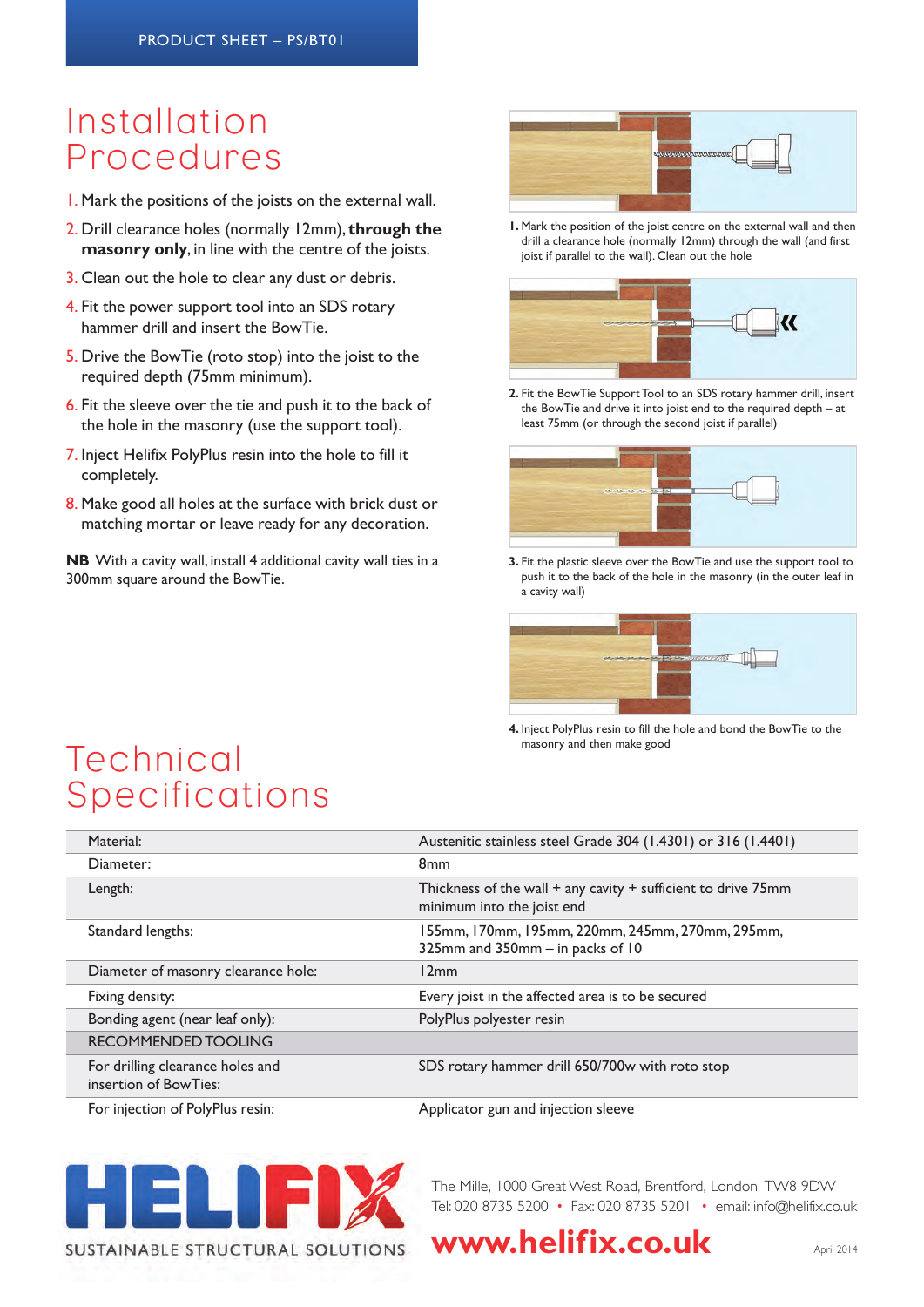PRODUCT SHEET – PS/BT01

# Installation Procedures

1. Mark the positions of the joists on the external wall.
2. Drill clearance holes (normally 12mm), **through the masonry only**, in line with the centre of the joists.
3. Clean out the hole to clear any dust or debris.
4. Fit the power support tool into an SDS rotary hammer drill and insert the BowTie.
5. Drive the BowTie (roto stop) into the joist to the required depth (75mm minimum).
6. Fit the sleeve over the tie and push it to the back of the hole in the masonry (use the support tool).
7. Inject Helifix PolyPlus resin into the hole to fill it completely.
8. Make good all holes at the surface with brick dust or matching mortar or leave ready for any decoration.

**NB** With a cavity wall, install 4 additional cavity wall ties in a 300mm square around the BowTie.

**1.** Mark the position of the joist centre on the external wall and then drill a clearance hole (normally 12mm) through the wall (and first joist if parallel to the wall). Clean out the hole

**2.** Fit the BowTie Support Tool to an SDS rotary hammer drill, insert the BowTie and drive it into joist end to the required depth – at least 75mm (or through the second joist if parallel)

**3.** Fit the plastic sleeve over the BowTie and use the support tool to push it to the back of the hole in the masonry (in the outer leaf in a cavity wall)

**4.** Inject PolyPlus resin to fill the hole and bond the BowTie to the masonry and then make good

# Technical Specifications

| | |
|---|---|
| Material: | Austenitic stainless steel Grade 304 (1.4301) or 316 (1.4401) |
| Diameter: | 8mm |
| Length: | Thickness of the wall + any cavity + sufficient to drive 75mm minimum into the joist end |
| Standard lengths: | 155mm, 170mm, 195mm, 220mm, 245mm, 270mm, 295mm, 325mm and 350mm – in packs of 10 |
| Diameter of masonry clearance hole: | 12mm |
| Fixing density: | Every joist in the affected area is to be secured |
| Bonding agent (near leaf only): | PolyPlus polyester resin |
| RECOMMENDED TOOLING | |
| For drilling clearance holes and insertion of BowTies: | SDS rotary hammer drill 650/700w with roto stop |
| For injection of PolyPlus resin: | Applicator gun and injection sleeve |

HELIFIX
SUSTAINABLE STRUCTURAL SOLUTIONS

The Mille, 1000 Great West Road, Brentford, London TW8 9DW
Tel: 020 8735 5200 • Fax: 020 8735 5201 • email: info@helifix.co.uk

**www.helifix.co.uk**

April 2014